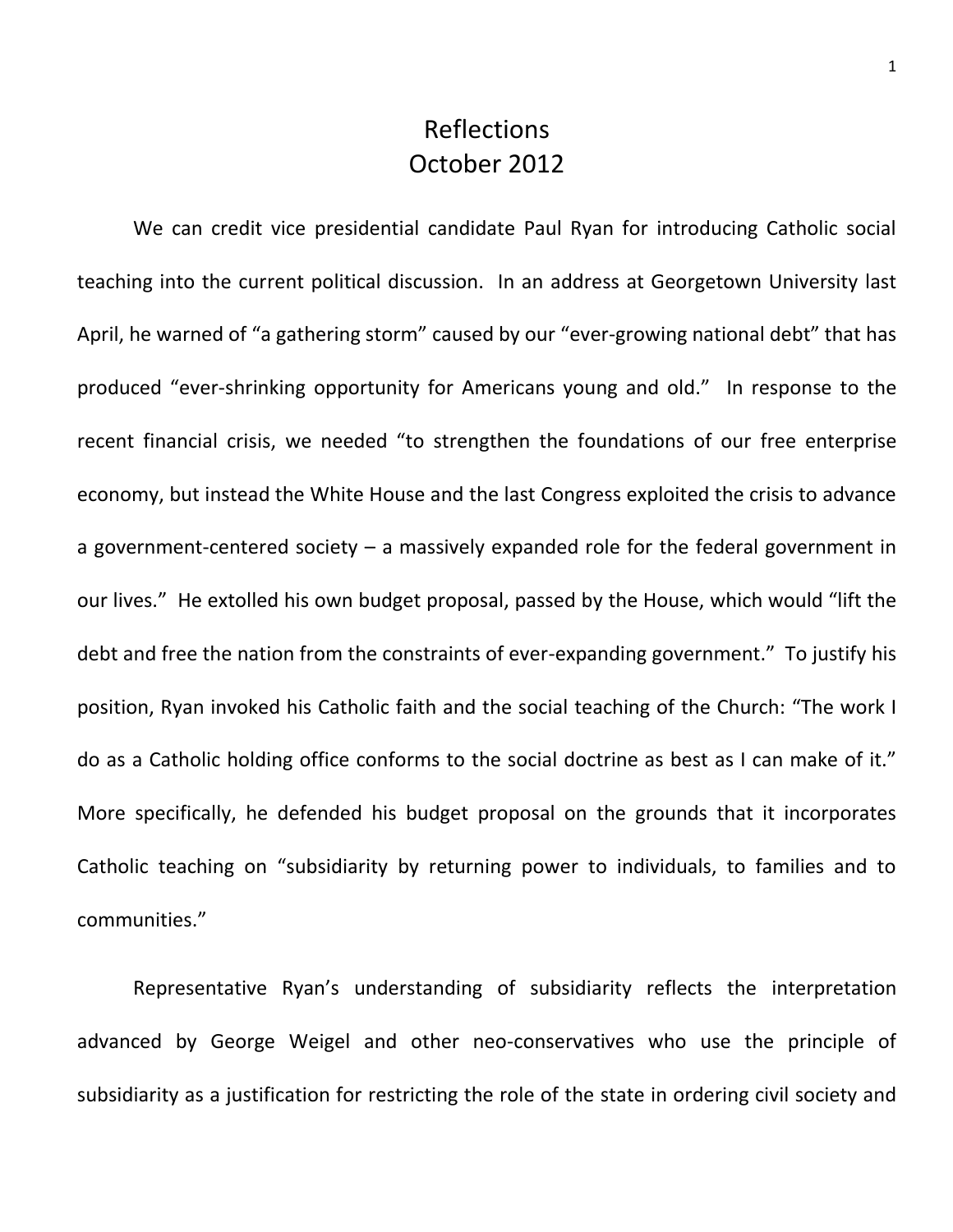# Reflections
# October 2012

We can credit vice presidential candidate Paul Ryan for introducing Catholic social teaching into the current political discussion. In an address at Georgetown University last April, he warned of "a gathering storm" caused by our "ever-growing national debt" that has produced "ever-shrinking opportunity for Americans young and old." In response to the recent financial crisis, we needed "to strengthen the foundations of our free enterprise economy, but instead the White House and the last Congress exploited the crisis to advance a government-centered society – a massively expanded role for the federal government in our lives." He extolled his own budget proposal, passed by the House, which would "lift the debt and free the nation from the constraints of ever-expanding government." To justify his position, Ryan invoked his Catholic faith and the social teaching of the Church: "The work I do as a Catholic holding office conforms to the social doctrine as best as I can make of it." More specifically, he defended his budget proposal on the grounds that it incorporates Catholic teaching on "subsidiarity by returning power to individuals, to families and to communities."

Representative Ryan's understanding of subsidiarity reflects the interpretation advanced by George Weigel and other neo-conservatives who use the principle of subsidiarity as a justification for restricting the role of the state in ordering civil society and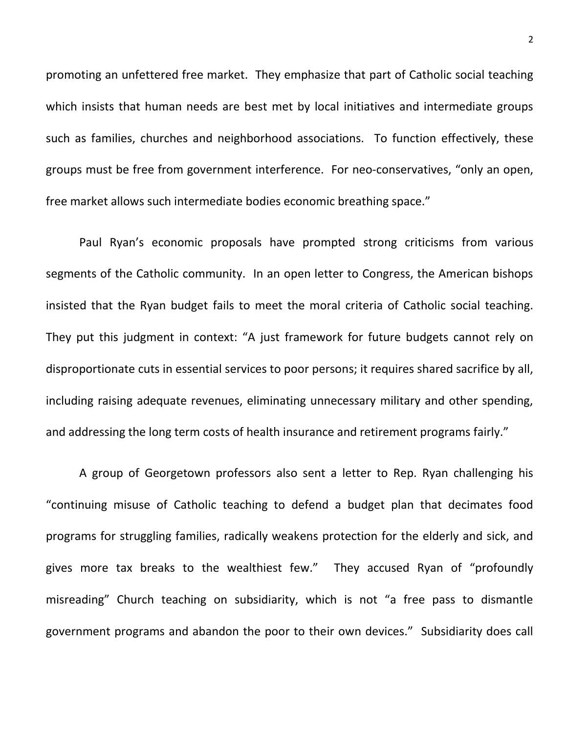promoting an unfettered free market. They emphasize that part of Catholic social teaching which insists that human needs are best met by local initiatives and intermediate groups such as families, churches and neighborhood associations. To function effectively, these groups must be free from government interference. For neo-conservatives, "only an open, free market allows such intermediate bodies economic breathing space."

Paul Ryan's economic proposals have prompted strong criticisms from various segments of the Catholic community. In an open letter to Congress, the American bishops insisted that the Ryan budget fails to meet the moral criteria of Catholic social teaching. They put this judgment in context: "A just framework for future budgets cannot rely on disproportionate cuts in essential services to poor persons; it requires shared sacrifice by all, including raising adequate revenues, eliminating unnecessary military and other spending, and addressing the long term costs of health insurance and retirement programs fairly."

A group of Georgetown professors also sent a letter to Rep. Ryan challenging his "continuing misuse of Catholic teaching to defend a budget plan that decimates food programs for struggling families, radically weakens protection for the elderly and sick, and gives more tax breaks to the wealthiest few." They accused Ryan of "profoundly misreading" Church teaching on subsidiarity, which is not "a free pass to dismantle government programs and abandon the poor to their own devices." Subsidiarity does call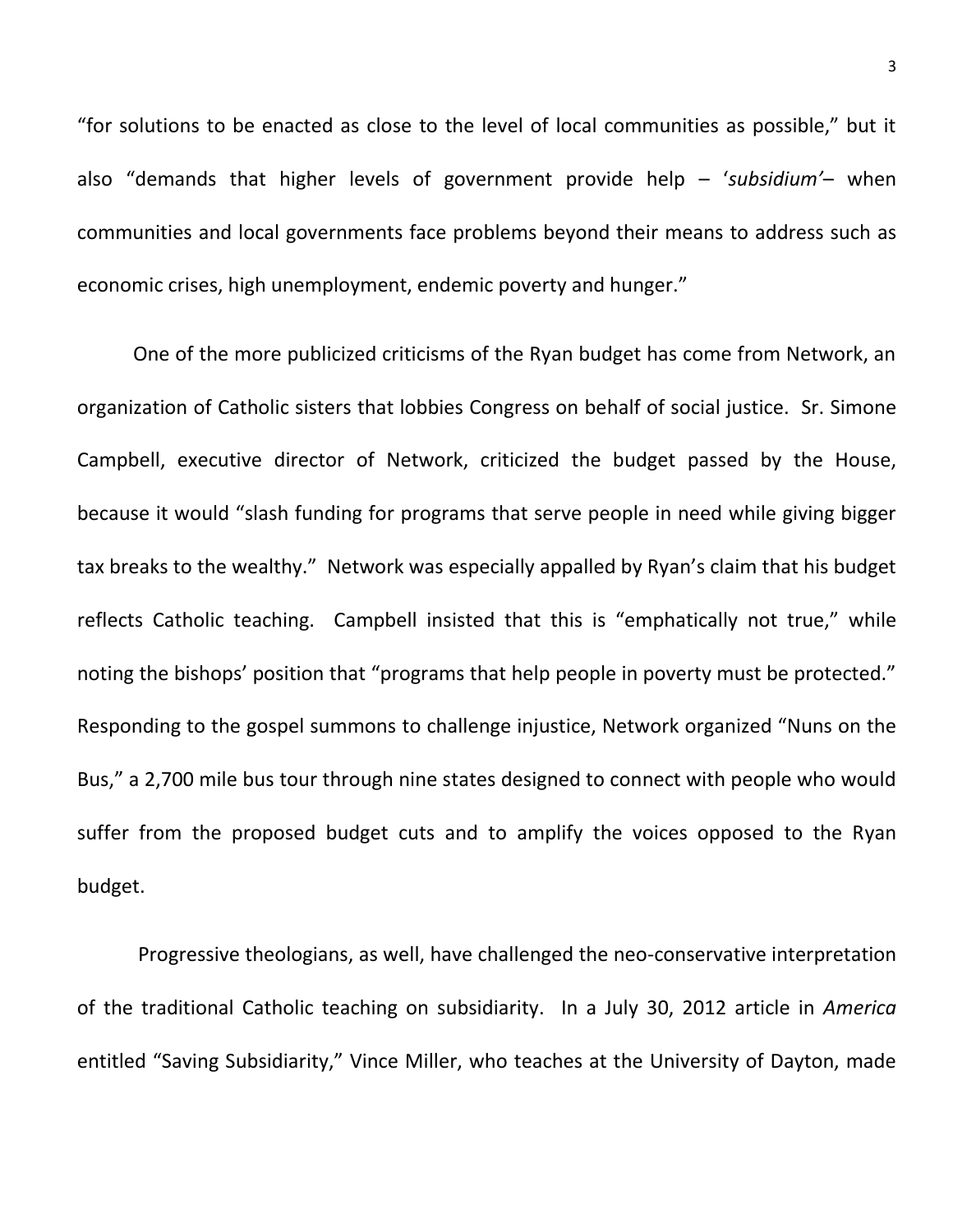"for solutions to be enacted as close to the level of local communities as possible," but it also "demands that higher levels of government provide help – '*subsidium'*– when communities and local governments face problems beyond their means to address such as economic crises, high unemployment, endemic poverty and hunger."

One of the more publicized criticisms of the Ryan budget has come from Network, an organization of Catholic sisters that lobbies Congress on behalf of social justice. Sr. Simone Campbell, executive director of Network, criticized the budget passed by the House, because it would "slash funding for programs that serve people in need while giving bigger tax breaks to the wealthy." Network was especially appalled by Ryan's claim that his budget reflects Catholic teaching. Campbell insisted that this is "emphatically not true," while noting the bishops' position that "programs that help people in poverty must be protected." Responding to the gospel summons to challenge injustice, Network organized "Nuns on the Bus," a 2,700 mile bus tour through nine states designed to connect with people who would suffer from the proposed budget cuts and to amplify the voices opposed to the Ryan budget.

Progressive theologians, as well, have challenged the neo-conservative interpretation of the traditional Catholic teaching on subsidiarity. In a July 30, 2012 article in *America* entitled "Saving Subsidiarity," Vince Miller, who teaches at the University of Dayton, made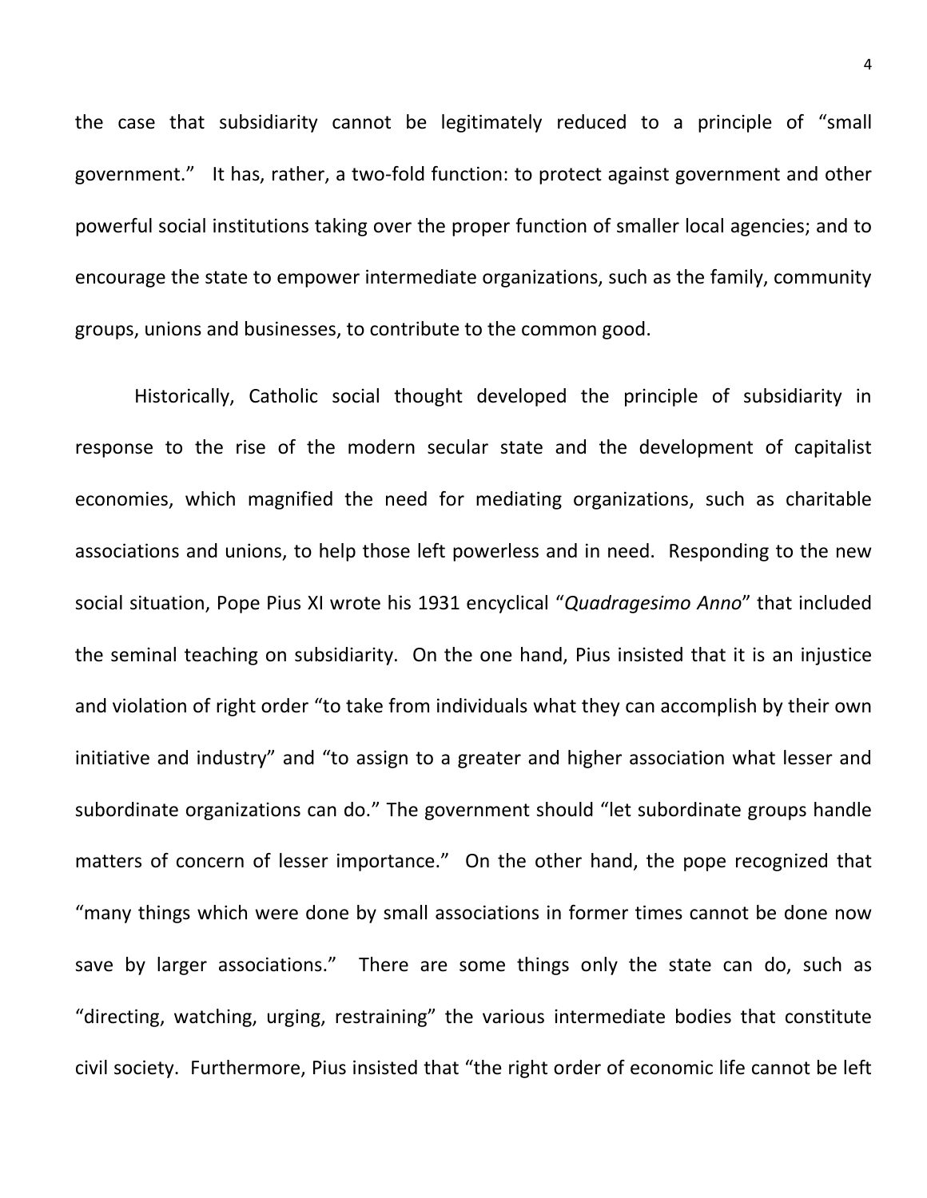the case that subsidiarity cannot be legitimately reduced to a principle of "small government." It has, rather, a two-fold function: to protect against government and other powerful social institutions taking over the proper function of smaller local agencies; and to encourage the state to empower intermediate organizations, such as the family, community groups, unions and businesses, to contribute to the common good.

Historically, Catholic social thought developed the principle of subsidiarity in response to the rise of the modern secular state and the development of capitalist economies, which magnified the need for mediating organizations, such as charitable associations and unions, to help those left powerless and in need. Responding to the new social situation, Pope Pius XI wrote his 1931 encyclical "*Quadragesimo Anno*" that included the seminal teaching on subsidiarity. On the one hand, Pius insisted that it is an injustice and violation of right order "to take from individuals what they can accomplish by their own initiative and industry" and "to assign to a greater and higher association what lesser and subordinate organizations can do." The government should "let subordinate groups handle matters of concern of lesser importance." On the other hand, the pope recognized that "many things which were done by small associations in former times cannot be done now save by larger associations." There are some things only the state can do, such as "directing, watching, urging, restraining" the various intermediate bodies that constitute civil society. Furthermore, Pius insisted that "the right order of economic life cannot be left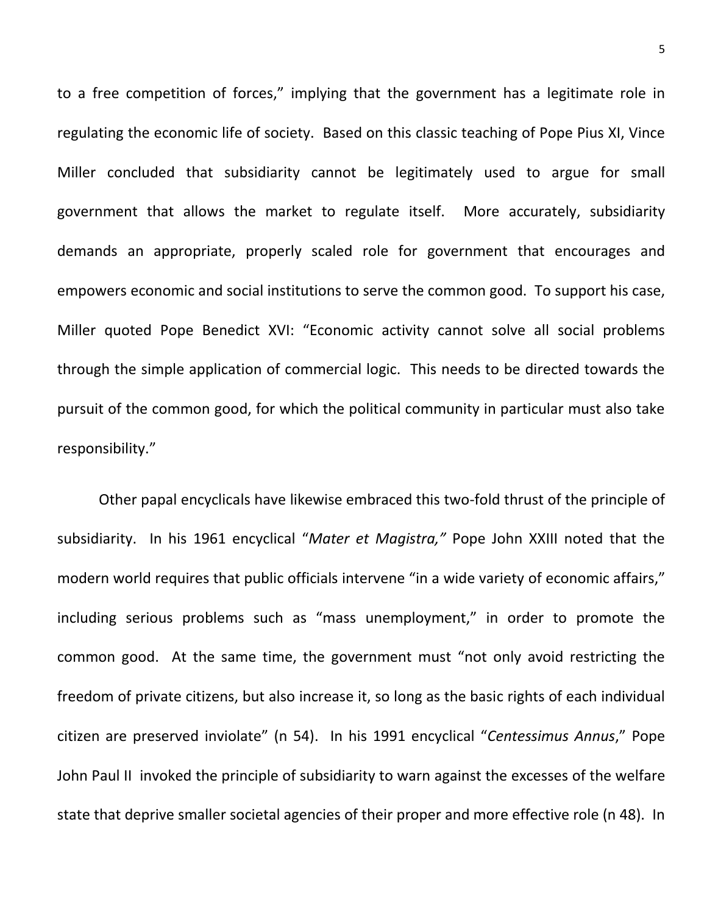to a free competition of forces," implying that the government has a legitimate role in regulating the economic life of society. Based on this classic teaching of Pope Pius XI, Vince Miller concluded that subsidiarity cannot be legitimately used to argue for small government that allows the market to regulate itself. More accurately, subsidiarity demands an appropriate, properly scaled role for government that encourages and empowers economic and social institutions to serve the common good. To support his case, Miller quoted Pope Benedict XVI: "Economic activity cannot solve all social problems through the simple application of commercial logic. This needs to be directed towards the pursuit of the common good, for which the political community in particular must also take responsibility."

Other papal encyclicals have likewise embraced this two-fold thrust of the principle of subsidiarity. In his 1961 encyclical "*Mater et Magistra,*" Pope John XXIII noted that the modern world requires that public officials intervene "in a wide variety of economic affairs," including serious problems such as "mass unemployment," in order to promote the common good. At the same time, the government must "not only avoid restricting the freedom of private citizens, but also increase it, so long as the basic rights of each individual citizen are preserved inviolate" (n 54). In his 1991 encyclical "*Centessimus Annus*," Pope John Paul II invoked the principle of subsidiarity to warn against the excesses of the welfare state that deprive smaller societal agencies of their proper and more effective role (n 48). In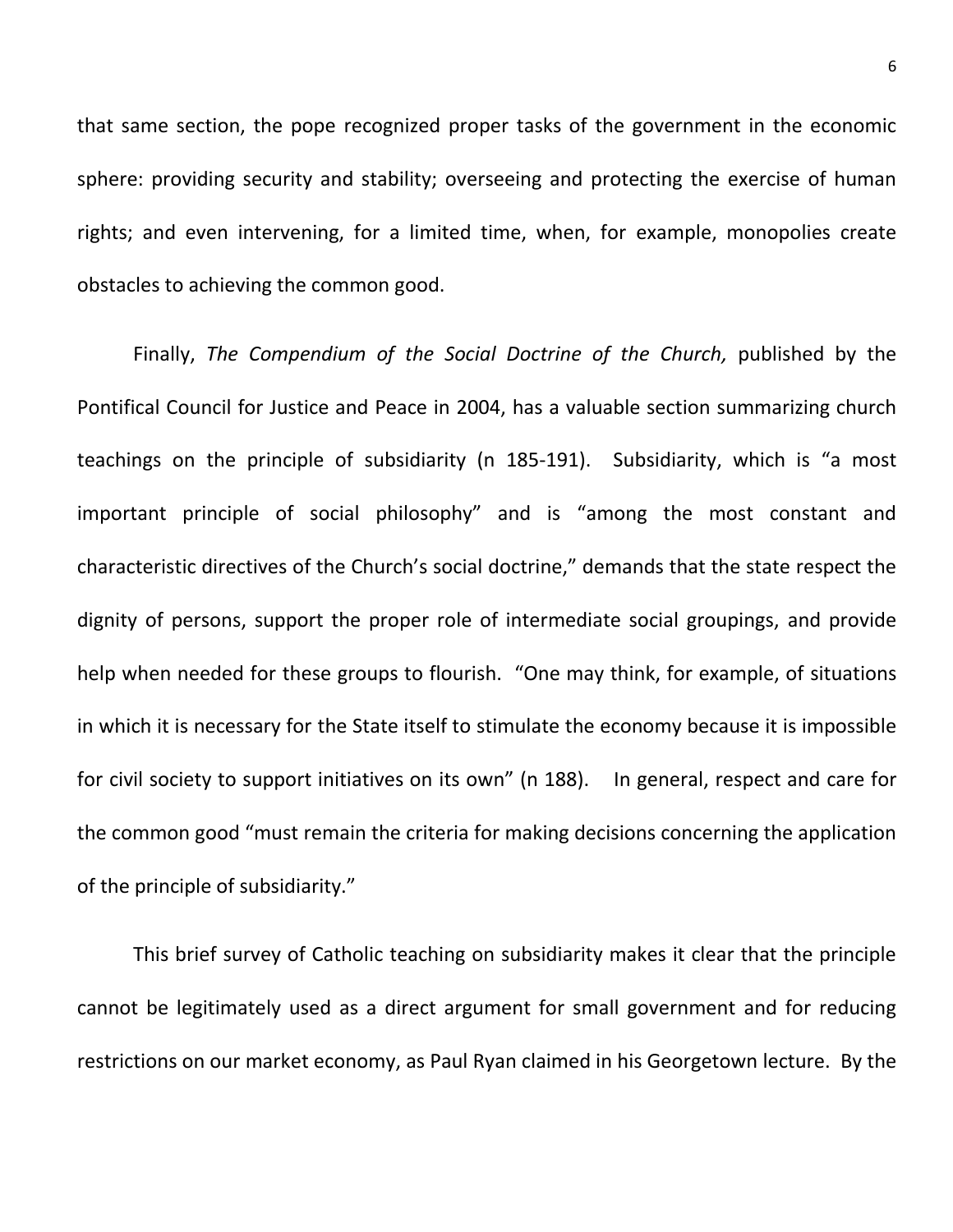that same section, the pope recognized proper tasks of the government in the economic sphere: providing security and stability; overseeing and protecting the exercise of human rights; and even intervening, for a limited time, when, for example, monopolies create obstacles to achieving the common good.

Finally, *The Compendium of the Social Doctrine of the Church,* published by the Pontifical Council for Justice and Peace in 2004, has a valuable section summarizing church teachings on the principle of subsidiarity (n 185-191). Subsidiarity, which is "a most important principle of social philosophy" and is "among the most constant and characteristic directives of the Church's social doctrine," demands that the state respect the dignity of persons, support the proper role of intermediate social groupings, and provide help when needed for these groups to flourish. "One may think, for example, of situations in which it is necessary for the State itself to stimulate the economy because it is impossible for civil society to support initiatives on its own" (n 188). In general, respect and care for the common good "must remain the criteria for making decisions concerning the application of the principle of subsidiarity."

This brief survey of Catholic teaching on subsidiarity makes it clear that the principle cannot be legitimately used as a direct argument for small government and for reducing restrictions on our market economy, as Paul Ryan claimed in his Georgetown lecture. By the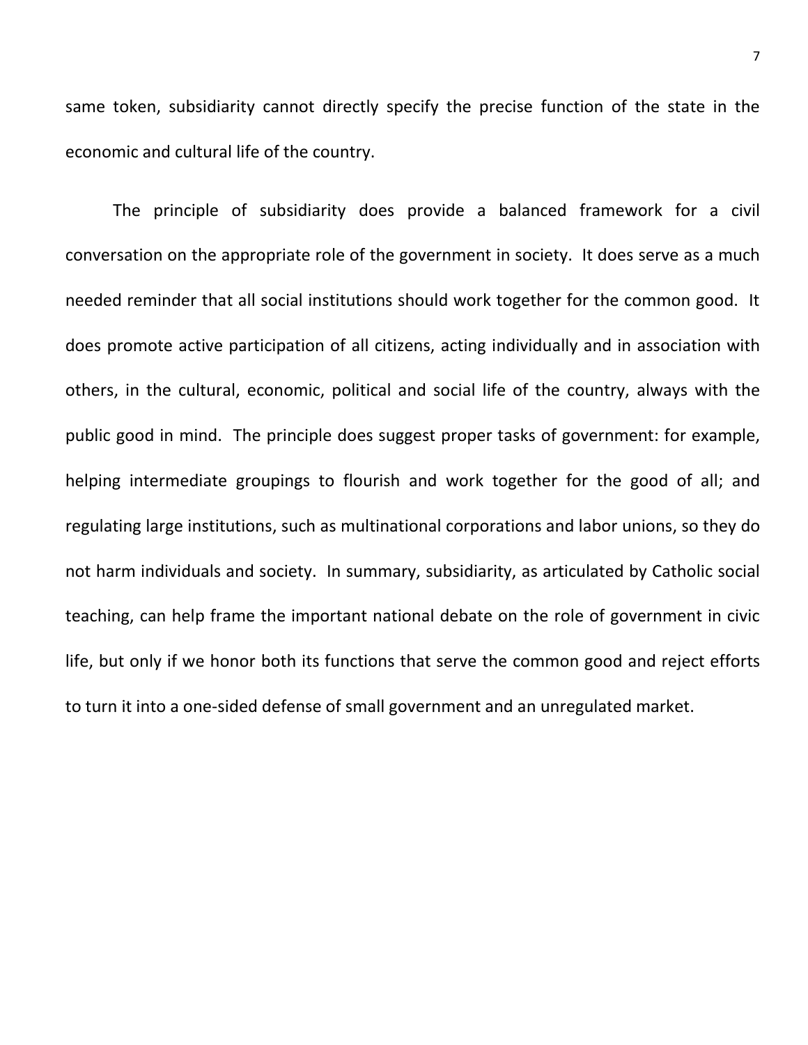same token, subsidiarity cannot directly specify the precise function of the state in the economic and cultural life of the country.

The principle of subsidiarity does provide a balanced framework for a civil conversation on the appropriate role of the government in society. It does serve as a much needed reminder that all social institutions should work together for the common good. It does promote active participation of all citizens, acting individually and in association with others, in the cultural, economic, political and social life of the country, always with the public good in mind. The principle does suggest proper tasks of government: for example, helping intermediate groupings to flourish and work together for the good of all; and regulating large institutions, such as multinational corporations and labor unions, so they do not harm individuals and society. In summary, subsidiarity, as articulated by Catholic social teaching, can help frame the important national debate on the role of government in civic life, but only if we honor both its functions that serve the common good and reject efforts to turn it into a one-sided defense of small government and an unregulated market.